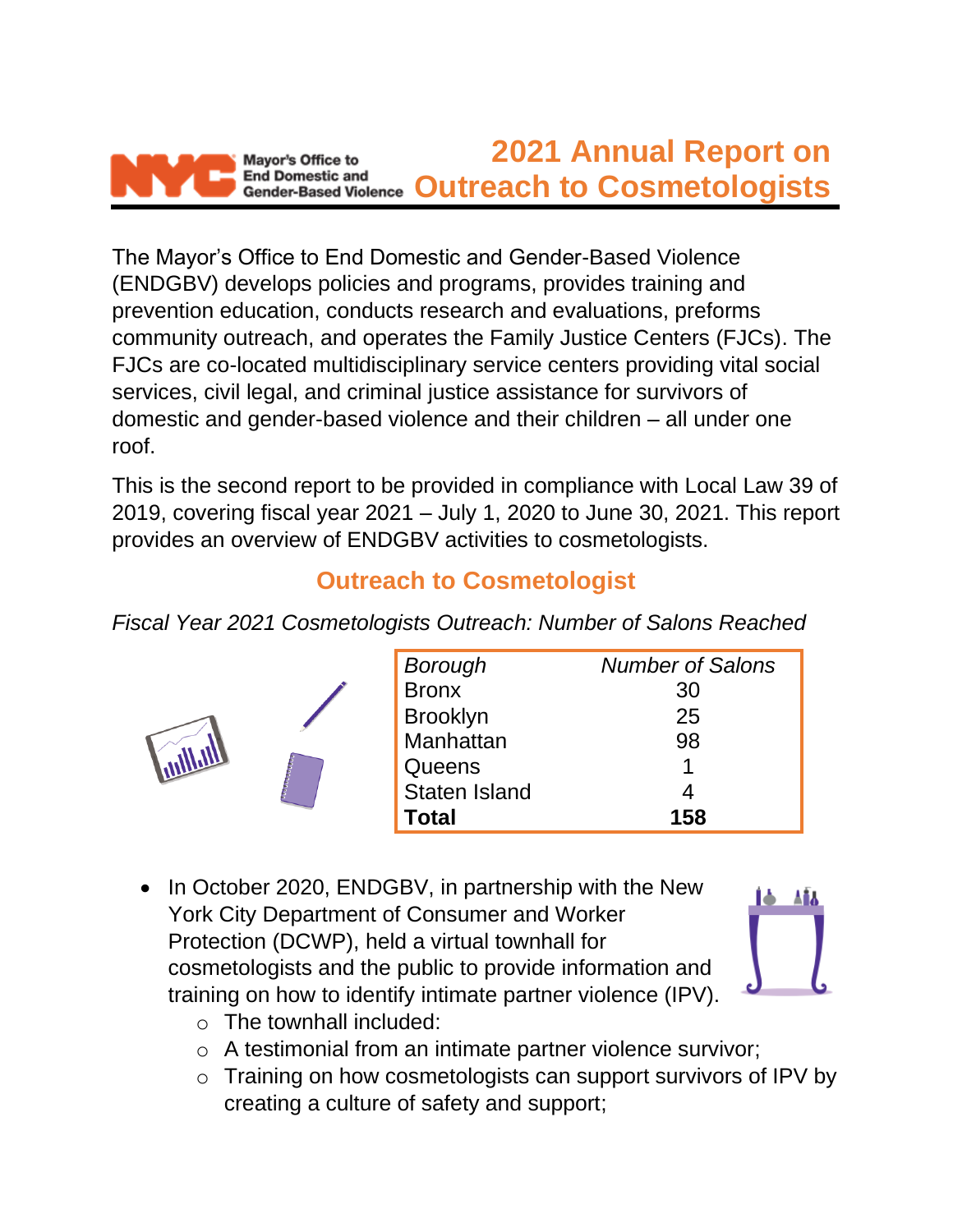# 2021 Annual Report on Outreach to Cosmetologists

The Mayor's Office to End Domestic and Gender-Based Violence (ENDGBV) develops policies and programs, provides training and prevention education, conducts research and evaluations, preforms community outreach, and operates the Family Justice Centers (FJCs). The FJCs are co-located multidisciplinary service centers providing vital social services, civil legal, and criminal justice assistance for survivors of domestic and gender-based violence and their children – all under one roof.

This is the second report to be provided in compliance with Local Law 39 of 2019, covering fiscal year 2021 – July 1, 2020 to June 30, 2021. This report provides an overview of ENDGBV activities to cosmetologists.

## Outreach to Cosmetologist

*Fiscal Year 2021 Cosmetologists Outreach: Number of Salons Reached*

| *Borough* | *Number of Salons* |
|---|---|
| Bronx | 30 |
| Brooklyn | 25 |
| Manhattan | 98 |
| Queens | 1 |
| Staten Island | 4 |
| **Total** | **158** |

- In October 2020, ENDGBV, in partnership with the New York City Department of Consumer and Worker Protection (DCWP), held a virtual townhall for cosmetologists and the public to provide information and training on how to identify intimate partner violence (IPV).
  - The townhall included:
  - A testimonial from an intimate partner violence survivor;
  - Training on how cosmetologists can support survivors of IPV by creating a culture of safety and support;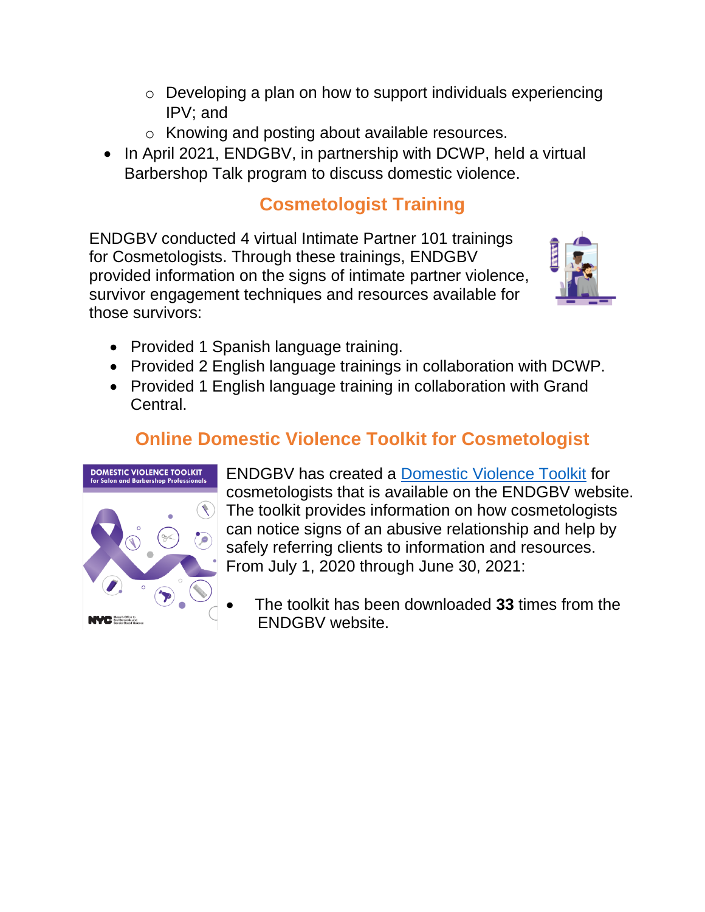- Developing a plan on how to support individuals experiencing IPV; and
  - Knowing and posting about available resources.
- In April 2021, ENDGBV, in partnership with DCWP, held a virtual Barbershop Talk program to discuss domestic violence.

## Cosmetologist Training

ENDGBV conducted 4 virtual Intimate Partner 101 trainings for Cosmetologists. Through these trainings, ENDGBV provided information on the signs of intimate partner violence, survivor engagement techniques and resources available for those survivors:

- Provided 1 Spanish language training.
- Provided 2 English language trainings in collaboration with DCWP.
- Provided 1 English language training in collaboration with Grand Central.

## Online Domestic Violence Toolkit for Cosmetologist

ENDGBV has created a Domestic Violence Toolkit for cosmetologists that is available on the ENDGBV website. The toolkit provides information on how cosmetologists can notice signs of an abusive relationship and help by safely referring clients to information and resources. From July 1, 2020 through June 30, 2021:

- The toolkit has been downloaded **33** times from the ENDGBV website.